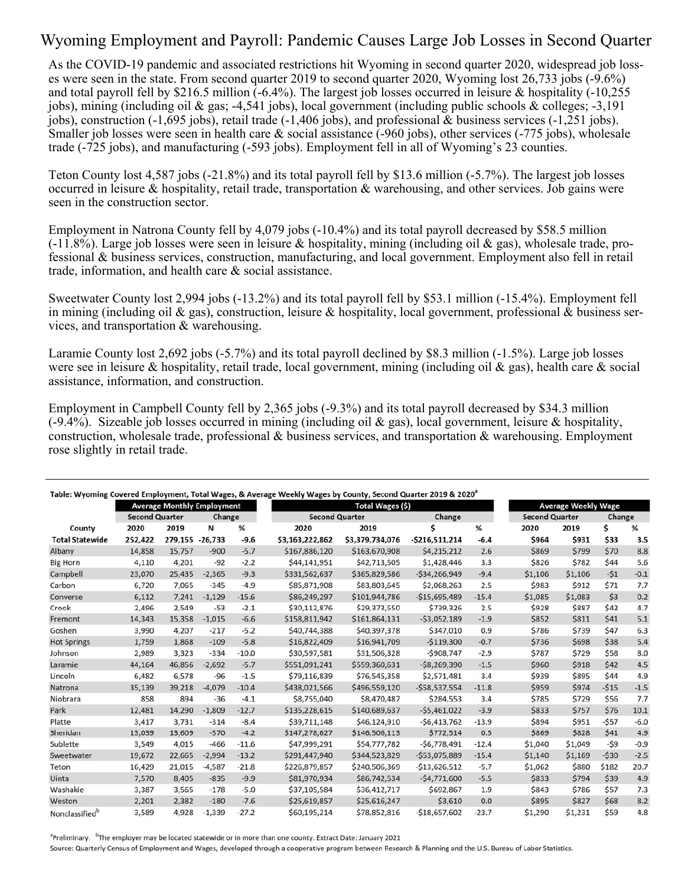# Wyoming Employment and Payroll: Pandemic Causes Large Job Losses in Second Quarter

As the COVID-19 pandemic and associated restrictions hit Wyoming in second quarter 2020, widespread job losses were seen in the state. From second quarter 2019 to second quarter 2020, Wyoming lost 26,733 jobs (-9.6%) and total payroll fell by $216.5 million (-6.4%). The largest job losses occurred in leisure & hospitality (-10,255 jobs), mining (including oil & gas; -4,541 jobs), local government (including public schools & colleges; -3,191 jobs), construction (-1,695 jobs), retail trade (-1,406 jobs), and professional & business services (-1,251 jobs). Smaller job losses were seen in health care & social assistance (-960 jobs), other services (-775 jobs), wholesale trade (-725 jobs), and manufacturing (-593 jobs). Employment fell in all of Wyoming's 23 counties.

Teton County lost 4,587 jobs (-21.8%) and its total payroll fell by $13.6 million (-5.7%). The largest job losses occurred in leisure & hospitality, retail trade, transportation & warehousing, and other services. Job gains were seen in the construction sector.

Employment in Natrona County fell by 4,079 jobs (-10.4%) and its total payroll decreased by $58.5 million (-11.8%). Large job losses were seen in leisure & hospitality, mining (including oil & gas), wholesale trade, professional & business services, construction, manufacturing, and local government. Employment also fell in retail trade, information, and health care & social assistance.

Sweetwater County lost 2,994 jobs (-13.2%) and its total payroll fell by $53.1 million (-15.4%). Employment fell in mining (including oil & gas), construction, leisure & hospitality, local government, professional & business services, and transportation & warehousing.

Laramie County lost 2,692 jobs (-5.7%) and its total payroll declined by $8.3 million (-1.5%). Large job losses were see in leisure & hospitality, retail trade, local government, mining (including oil & gas), health care & social assistance, information, and construction.

Employment in Campbell County fell by 2,365 jobs (-9.3%) and its total payroll decreased by $34.3 million (-9.4%). Sizeable job losses occurred in mining (including oil & gas), local government, leisure & hospitality, construction, wholesale trade, professional & business services, and transportation & warehousing. Employment rose slightly in retail trade.

Table: Wyoming Covered Employment, Total Wages, & Average Weekly Wages by County, Second Quarter 2019 & 2020[a]

| | Average Monthly Employment | | | | Total Wages ($) | | | | Average Weekly Wage | | | |
|---|---|---|---|---|---|---|---|---|---|---|---|---|
| | Second Quarter | | Change | | Second Quarter | | Change | | Second Quarter | | Change | |
| County | 2020 | 2019 | N | % | 2020 | 2019 | $ | % | 2020 | 2019 | $ | % |
| **Total Statewide** | **252,422** | **279,155** | **-26,733** | **-9.6** | **$3,163,222,862** | **$3,379,734,076** | **-$216,511,214** | **-6.4** | **$964** | **$931** | **$33** | **3.5** |
| Albany | 14,858 | 15,757 | -900 | -5.7 | $167,886,120 | $163,670,908 | $4,215,212 | 2.6 | $869 | $799 | $70 | 8.8 |
| Big Horn | 4,110 | 4,201 | -92 | -2.2 | $44,141,951 | $42,713,505 | $1,428,446 | 3.3 | $826 | $782 | $44 | 5.6 |
| Campbell | 23,070 | 25,435 | -2,365 | -9.3 | $331,562,637 | $365,829,586 | -$34,266,949 | -9.4 | $1,106 | $1,106 | -$1 | -0.1 |
| Carbon | 6,720 | 7,065 | -345 | -4.9 | $85,871,908 | $83,803,645 | $2,068,263 | 2.5 | $983 | $912 | $71 | 7.7 |
| Converse | 6,112 | 7,241 | -1,129 | -15.6 | $86,249,297 | $101,944,786 | -$15,695,489 | -15.4 | $1,085 | $1,083 | $3 | 0.2 |
| Crook | 2,496 | 2,549 | -53 | -2.1 | $30,112,876 | $29,373,550 | $739,326 | 2.5 | $928 | $887 | $42 | 4.7 |
| Fremont | 14,343 | 15,358 | -1,015 | -6.6 | $158,811,942 | $161,864,131 | -$3,052,189 | -1.9 | $852 | $811 | $41 | 5.1 |
| Goshen | 3,990 | 4,207 | -217 | -5.2 | $40,744,388 | $40,397,378 | $347,010 | 0.9 | $786 | $739 | $47 | 6.3 |
| Hot Springs | 1,759 | 1,868 | -109 | -5.8 | $16,822,409 | $16,941,709 | -$119,300 | -0.7 | $736 | $698 | $38 | 5.4 |
| Johnson | 2,989 | 3,323 | -334 | -10.0 | $30,597,581 | $31,506,328 | -$908,747 | -2.9 | $787 | $729 | $58 | 8.0 |
| Laramie | 44,164 | 46,856 | -2,692 | -5.7 | $551,091,241 | $559,360,631 | -$8,269,390 | -1.5 | $960 | $918 | $42 | 4.5 |
| Lincoln | 6,482 | 6,578 | -96 | -1.5 | $79,116,839 | $76,545,358 | $2,571,481 | 3.4 | $939 | $895 | $44 | 4.9 |
| Natrona | 35,139 | 39,218 | -4,079 | -10.4 | $438,021,566 | $496,559,120 | -$58,537,554 | -11.8 | $959 | $974 | -$15 | -1.5 |
| Niobrara | 858 | 894 | -36 | -4.1 | $8,755,040 | $8,470,487 | $284,553 | 3.4 | $785 | $729 | $56 | 7.7 |
| Park | 12,481 | 14,290 | -1,809 | -12.7 | $135,228,615 | $140,689,637 | -$5,461,022 | -3.9 | $833 | $757 | $76 | 10.1 |
| Platte | 3,417 | 3,731 | -314 | -8.4 | $39,711,148 | $46,124,910 | -$6,413,762 | -13.9 | $894 | $951 | -$57 | -6.0 |
| Sheridan | 13,039 | 13,609 | -570 | -4.2 | $147,278,627 | $146,506,113 | $772,514 | 0.5 | $869 | $828 | $41 | 4.9 |
| Sublette | 3,549 | 4,015 | -466 | -11.6 | $47,999,291 | $54,777,782 | -$6,778,491 | -12.4 | $1,040 | $1,049 | -$9 | -0.9 |
| Sweetwater | 19,672 | 22,665 | -2,994 | -13.2 | $291,447,940 | $344,523,829 | -$53,075,889 | -15.4 | $1,140 | $1,169 | -$30 | -2.5 |
| Teton | 16,429 | 21,015 | -4,587 | -21.8 | $226,879,857 | $240,506,369 | -$13,626,512 | -5.7 | $1,062 | $880 | $182 | 20.7 |
| Uinta | 7,570 | 8,405 | -835 | -9.9 | $81,970,934 | $86,742,534 | -$4,771,600 | -5.5 | $833 | $794 | $39 | 4.9 |
| Washakie | 3,387 | 3,565 | -178 | -5.0 | $37,105,584 | $36,412,717 | $692,867 | 1.9 | $843 | $786 | $57 | 7.3 |
| Weston | 2,201 | 2,382 | -180 | -7.6 | $25,619,857 | $25,616,247 | $3,610 | 0.0 | $895 | $827 | $68 | 8.2 |
| Nonclassified[b] | 3,589 | 4,928 | -1,339 | -27.2 | $60,195,214 | $78,852,816 | -$18,657,602 | -23.7 | $1,290 | $1,231 | $59 | 4.8 |

[a]Preliminary. [b]The employer may be located statewide or in more than one county. Extract Date: January 2021

Source: Quarterly Census of Employment and Wages, developed through a cooperative program between Research & Planning and the U.S. Bureau of Labor Statistics.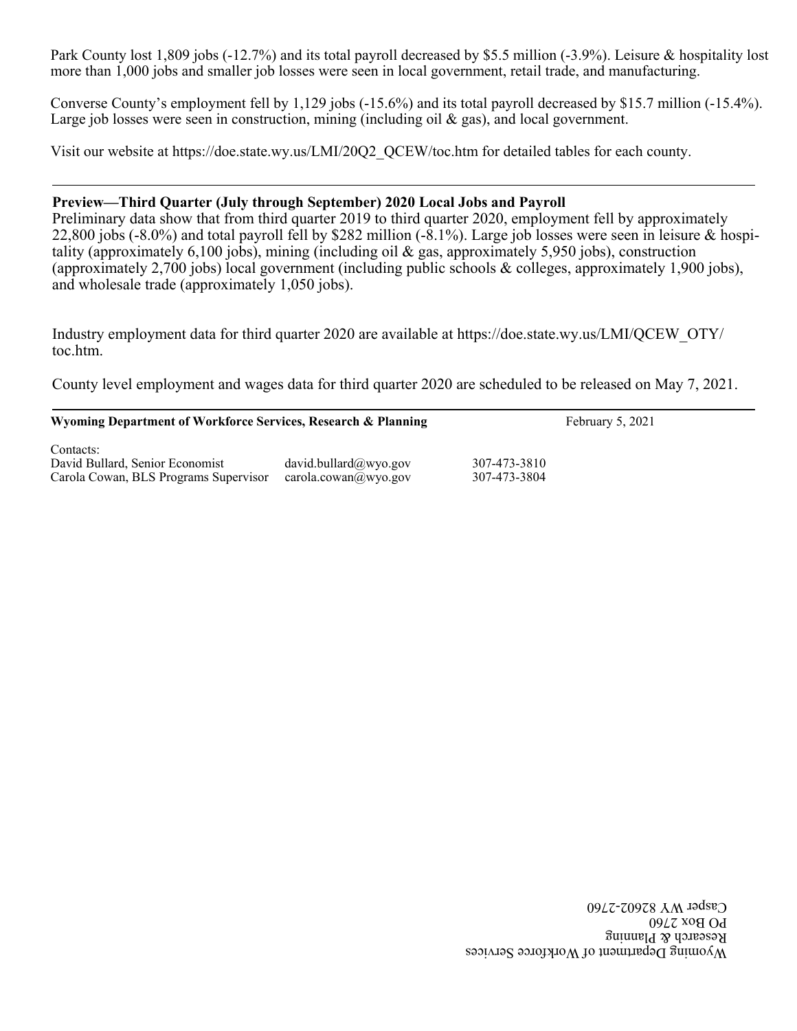Park County lost 1,809 jobs (-12.7%) and its total payroll decreased by $5.5 million (-3.9%). Leisure & hospitality lost more than 1,000 jobs and smaller job losses were seen in local government, retail trade, and manufacturing.

Converse County's employment fell by 1,129 jobs (-15.6%) and its total payroll decreased by $15.7 million (-15.4%). Large job losses were seen in construction, mining (including oil & gas), and local government.

Visit our website at https://doe.state.wy.us/LMI/20Q2_QCEW/toc.htm for detailed tables for each county.

---

**Preview—Third Quarter (July through September) 2020 Local Jobs and Payroll**

Preliminary data show that from third quarter 2019 to third quarter 2020, employment fell by approximately 22,800 jobs (-8.0%) and total payroll fell by $282 million (-8.1%). Large job losses were seen in leisure & hospitality (approximately 6,100 jobs), mining (including oil & gas, approximately 5,950 jobs), construction (approximately 2,700 jobs) local government (including public schools & colleges, approximately 1,900 jobs), and wholesale trade (approximately 1,050 jobs).

Industry employment data for third quarter 2020 are available at https://doe.state.wy.us/LMI/QCEW_OTY/toc.htm.

County level employment and wages data for third quarter 2020 are scheduled to be released on May 7, 2021.

---

**Wyoming Department of Workforce Services, Research & Planning** February 5, 2021

Contacts:

| | | |
|---|---|---|
| David Bullard, Senior Economist | david.bullard@wyo.gov | 307-473-3810 |
| Carola Cowan, BLS Programs Supervisor | carola.cowan@wyo.gov | 307-473-3804 |

Wyoming Department of Workforce Services
Research & Planning
PO Box 2760
Casper WY 82602-2760